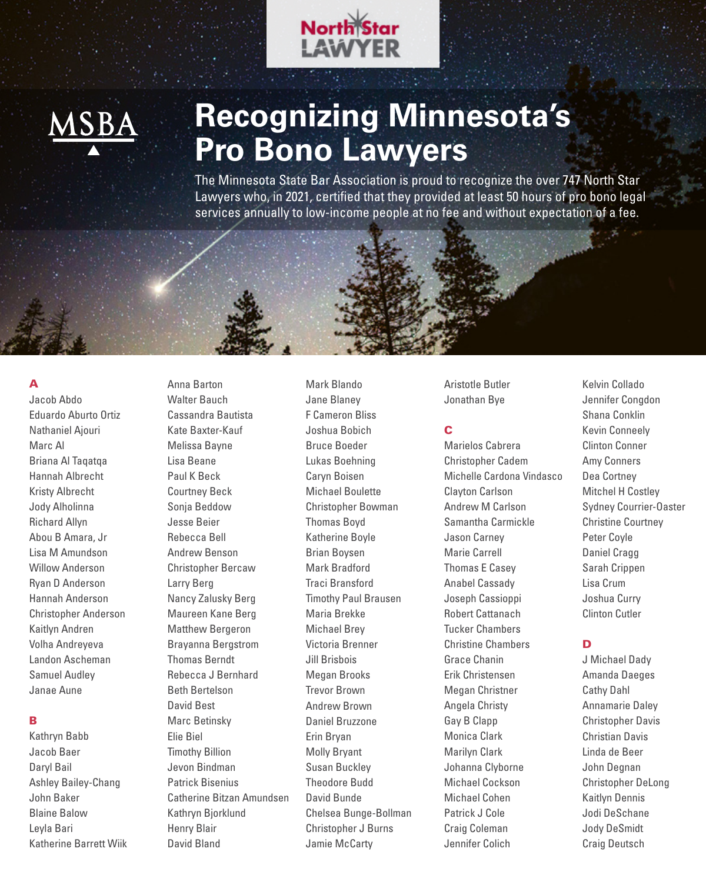North Star LAWYER

MSBA

# Recognizing Minnesota's Pro Bono Lawyers

The Minnesota State Bar Association is proud to recognize the over 747 North Star Lawyers who, in 2021, certified that they provided at least 50 hours of pro bono legal services annually to low-income people at no fee and without expectation of a fee.

## A

Jacob Abdo
Eduardo Aburto Ortiz
Nathaniel Ajouri
Marc Al
Briana Al Taqatqa
Hannah Albrecht
Kristy Albrecht
Jody Alholinna
Richard Allyn
Abou B Amara, Jr
Lisa M Amundson
Willow Anderson
Ryan D Anderson
Hannah Anderson
Christopher Anderson
Kaitlyn Andren
Volha Andreyeva
Landon Ascheman
Samuel Audley
Janae Aune

## B

Kathryn Babb
Jacob Baer
Daryl Bail
Ashley Bailey-Chang
John Baker
Blaine Balow
Leyla Bari
Katherine Barrett Wiik
Anna Barton
Walter Bauch
Cassandra Bautista
Kate Baxter-Kauf
Melissa Bayne
Lisa Beane
Paul K Beck
Courtney Beck
Sonja Beddow
Jesse Beier
Rebecca Bell
Andrew Benson
Christopher Bercaw
Larry Berg
Nancy Zalusky Berg
Maureen Kane Berg
Matthew Bergeron
Brayanna Bergstrom
Thomas Berndt
Rebecca J Bernhard
Beth Bertelson
David Best
Marc Betinsky
Elie Biel
Timothy Billion
Jevon Bindman
Patrick Bisenius
Catherine Bitzan Amundsen
Kathryn Bjorklund
Henry Blair
David Bland
Mark Blando
Jane Blaney
F Cameron Bliss
Joshua Bobich
Bruce Boeder
Lukas Boehning
Caryn Boisen
Michael Boulette
Christopher Bowman
Thomas Boyd
Katherine Boyle
Brian Boysen
Mark Bradford
Traci Transford
Timothy Paul Brausen
Maria Brekke
Michael Brey
Victoria Brenner
Jill Brisbois
Megan Brooks
Trevor Brown
Andrew Brown
Daniel Bruzzone
Erin Bryan
Molly Bryant
Susan Buckley
Theodore Budd
David Bunde
Chelsea Bunge-Bollman
Christopher J Burns
Jamie McCarty
Aristotle Butler
Jonathan Bye

## C

Marielos Cabrera
Christopher Cadem
Michelle Cardona Vindasco
Clayton Carlson
Andrew M Carlson
Samantha Carmickle
Jason Carney
Marie Carrell
Thomas E Casey
Anabel Cassady
Joseph Cassioppi
Robert Cattanach
Tucker Chambers
Christine Chambers
Grace Chanin
Erik Christensen
Megan Christner
Angela Christy
Gay B Clapp
Monica Clark
Marilyn Clark
Johanna Clyborne
Michael Cockson
Michael Cohen
Patrick J Cole
Craig Coleman
Jennifer Colich
Kelvin Collado
Jennifer Congdon
Shana Conklin
Kevin Conneely
Clinton Conner
Amy Conners
Dea Cortney
Mitchel H Costley
Sydney Courrier-Oaster
Christine Courtney
Peter Coyle
Daniel Cragg
Sarah Crippen
Lisa Crum
Joshua Curry
Clinton Cutler

## D

J Michael Dady
Amanda Daeges
Cathy Dahl
Annamarie Daley
Christopher Davis
Christian Davis
Linda de Beer
John Degnan
Christopher DeLong
Kaitlyn Dennis
Jodi DeSchane
Jody DeSmidt
Craig Deutsch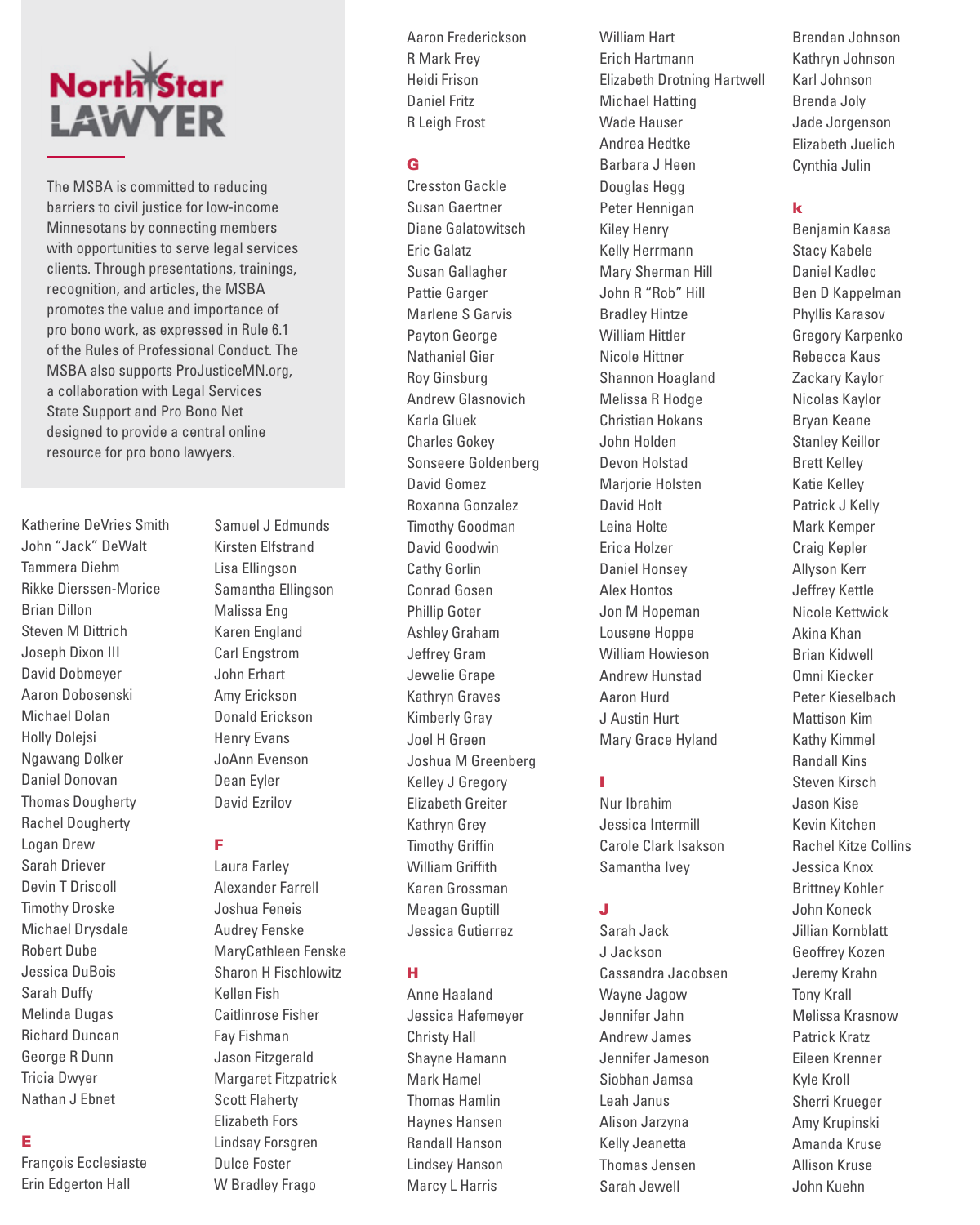# North Star LAWYER

The MSBA is committed to reducing barriers to civil justice for low-income Minnesotans by connecting members with opportunities to serve legal services clients. Through presentations, trainings, recognition, and articles, the MSBA promotes the value and importance of pro bono work, as expressed in Rule 6.1 of the Rules of Professional Conduct. The MSBA also supports ProJusticeMN.org, a collaboration with Legal Services State Support and Pro Bono Net designed to provide a central online resource for pro bono lawyers.

Katherine DeVries Smith
John "Jack" DeWalt
Tammera Diehm
Rikke Dierssen-Morice
Brian Dillon
Steven M Dittrich
Joseph Dixon III
David Dobmeyer
Aaron Dobosenski
Michael Dolan
Holly Dolejsi
Ngawang Dolker
Daniel Donovan
Thomas Dougherty
Rachel Dougherty
Logan Drew
Sarah Driever
Devin T Driscoll
Timothy Droske
Michael Drysdale
Robert Dube
Jessica DuBois
Sarah Duffy
Melinda Dugas
Richard Duncan
George R Dunn
Tricia Dwyer
Nathan J Ebnet

## E

François Ecclesiaste
Erin Edgerton Hall
Samuel J Edmunds
Kirsten Elfstrand
Lisa Ellingson
Samantha Ellingson
Malissa Eng
Karen England
Carl Engstrom
John Erhart
Amy Erickson
Donald Erickson
Henry Evans
JoAnn Evenson
Dean Eyler
David Ezrilov

## F

Laura Farley
Alexander Farrell
Joshua Feneis
Audrey Fenske
MaryCathleen Fenske
Sharon H Fischlowitz
Kellen Fish
Caitlinrose Fisher
Fay Fishman
Jason Fitzgerald
Margaret Fitzpatrick
Scott Flaherty
Elizabeth Fors
Lindsay Forsgren
Dulce Foster
W Bradley Frago
Aaron Frederickson
R Mark Frey
Heidi Frison
Daniel Fritz
R Leigh Frost

## G

Cresston Gackle
Susan Gaertner
Diane Galatowitsch
Eric Galatz
Susan Gallagher
Pattie Garger
Marlene S Garvis
Payton George
Nathaniel Gier
Roy Ginsburg
Andrew Glasnovich
Karla Gluek
Charles Gokey
Sonseere Goldenberg
David Gomez
Roxanna Gonzalez
Timothy Goodman
David Goodwin
Cathy Gorlin
Conrad Gosen
Phillip Goter
Ashley Graham
Jeffrey Gram
Jewelie Grape
Kathryn Graves
Kimberly Gray
Joel H Green
Joshua M Greenberg
Kelley J Gregory
Elizabeth Greiter
Kathryn Grey
Timothy Griffin
William Griffith
Karen Grossman
Meagan Guptill
Jessica Gutierrez

## H

Anne Haaland
Jessica Hafemeyer
Christy Hall
Shayne Hamann
Mark Hamel
Thomas Hamlin
Haynes Hansen
Randall Hanson
Lindsey Hanson
Marcy L Harris
William Hart
Erich Hartmann
Elizabeth Drotning Hartwell
Michael Hatting
Wade Hauser
Andrea Hedtke
Barbara J Heen
Douglas Hegg
Peter Hennigan
Kiley Henry
Kelly Herrmann
Mary Sherman Hill
John R "Rob" Hill
Bradley Hintze
William Hittler
Nicole Hittner
Shannon Hoagland
Melissa R Hodge
Christian Hokans
John Holden
Devon Holstad
Marjorie Holsten
David Holt
Leina Holte
Erica Holzer
Daniel Honsey
Alex Hontos
Jon M Hopeman
Lousene Hoppe
William Howieson
Andrew Hunstad
Aaron Hurd
J Austin Hurt
Mary Grace Hyland

## I

Nur Ibrahim
Jessica Intermill
Carole Clark Isakson
Samantha Ivey

## J

Sarah Jack
J Jackson
Cassandra Jacobsen
Wayne Jagow
Jennifer Jahn
Andrew James
Jennifer Jameson
Siobhan Jamsa
Leah Janus
Alison Jarzyna
Kelly Jeanetta
Thomas Jensen
Sarah Jewell
Brendan Johnson
Kathryn Johnson
Karl Johnson
Brenda Joly
Jade Jorgenson
Elizabeth Juelich
Cynthia Julin

## K

Benjamin Kaasa
Stacy Kabele
Daniel Kadlec
Ben D Kappelman
Phyllis Karasov
Gregory Karpenko
Rebecca Kaus
Zackary Kaylor
Nicolas Kaylor
Bryan Keane
Stanley Keillor
Brett Kelley
Katie Kelley
Patrick J Kelly
Mark Kemper
Craig Kepler
Allyson Kerr
Jeffrey Kettle
Nicole Kettwick
Akina Khan
Brian Kidwell
Omni Kiecker
Peter Kieselbach
Mattison Kim
Kathy Kimmel
Randall Kins
Steven Kirsch
Jason Kise
Kevin Kitchen
Rachel Kitze Collins
Jessica Knox
Brittney Kohler
John Koneck
Jillian Kornblatt
Geoffrey Kozen
Jeremy Krahn
Tony Krall
Melissa Krasnow
Patrick Kratz
Eileen Krenner
Kyle Kroll
Sherri Krueger
Amy Krupinski
Amanda Kruse
Allison Kruse
John Kuehn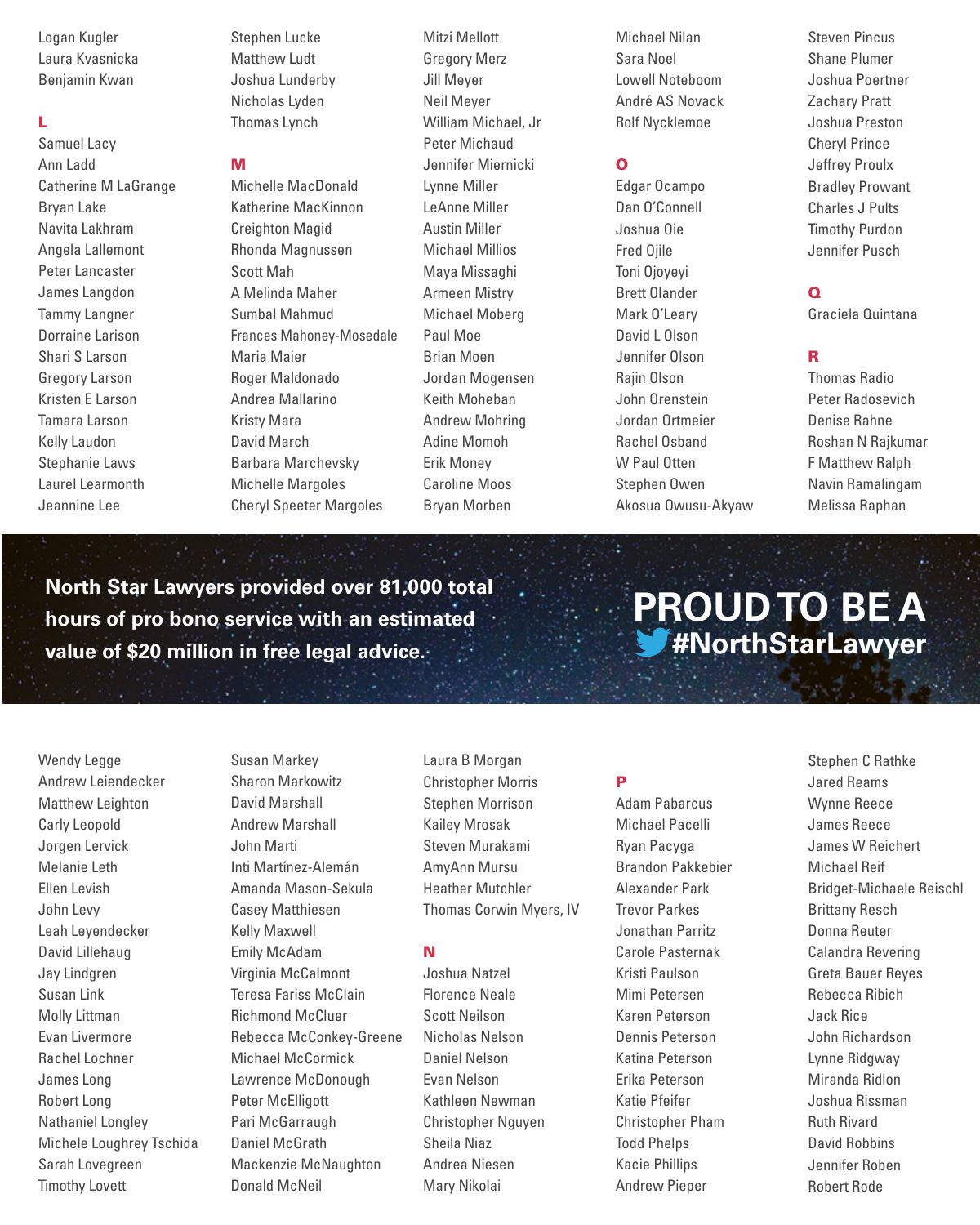Logan Kugler
Laura Kvasnicka
Benjamin Kwan

**L**

Samuel Lacy
Ann Ladd
Catherine M LaGrange
Bryan Lake
Navita Lakhram
Angela Lallemont
Peter Lancaster
James Langdon
Tammy Langner
Dorraine Larison
Shari S Larson
Gregory Larson
Kristen E Larson
Tamara Larson
Kelly Laudon
Stephanie Laws
Laurel Learmonth
Jeannine Lee

Stephen Lucke
Matthew Ludt
Joshua Lunderby
Nicholas Lyden
Thomas Lynch

**M**

Michelle MacDonald
Katherine MacKinnon
Creighton Magid
Rhonda Magnussen
Scott Mah
A Melinda Maher
Sumbal Mahmud
Frances Mahoney-Mosedale
Maria Maier
Roger Maldonado
Andrea Mallarino
Kristy Mara
David March
Barbara Marchevsky
Michelle Margoles
Cheryl Speeter Margoles

Mitzi Mellott
Gregory Merz
Jill Meyer
Neil Meyer
William Michael, Jr
Peter Michaud
Jennifer Miernicki
Lynne Miller
LeAnne Miller
Austin Miller
Michael Millios
Maya Missaghi
Armeen Mistry
Michael Moberg
Paul Moe
Brian Moen
Jordan Mogensen
Keith Moheban
Andrew Mohring
Adine Momoh
Erik Money
Caroline Moos
Bryan Morben

Michael Nilan
Sara Noel
Lowell Noteboom
André AS Novack
Rolf Nycklemoe

**O**

Edgar Ocampo
Dan O'Connell
Joshua Oie
Fred Ojile
Toni Ojoyeyi
Brett Olander
Mark O'Leary
David L Olson
Jennifer Olson
Rajin Olson
John Orenstein
Jordan Ortmeier
Rachel Osband
W Paul Otten
Stephen Owen
Akosua Owusu-Akyaw

Steven Pincus
Shane Plumer
Joshua Poertner
Zachary Pratt
Joshua Preston
Cheryl Prince
Jeffrey Proulx
Bradley Prowant
Charles J Pults
Timothy Purdon
Jennifer Pusch

**Q**

Graciela Quintana

**R**

Thomas Radio
Peter Radosevich
Denise Rahne
Roshan N Rajkumar
F Matthew Ralph
Navin Ramalingam
Melissa Raphan

**North Star Lawyers provided over 81,000 total hours of pro bono service with an estimated value of $20 million in free legal advice.**

**PROUD TO BE A #NorthStarLawyer**

Wendy Legge
Andrew Leiendecker
Matthew Leighton
Carly Leopold
Jorgen Lervick
Melanie Leth
Ellen Levish
John Levy
Leah Leyendecker
David Lillehaug
Jay Lindgren
Susan Link
Molly Littman
Evan Livermore
Rachel Lochner
James Long
Robert Long
Nathaniel Longley
Michele Loughrey Tschida
Sarah Lovegreen
Timothy Lovett

Susan Markey
Sharon Markowitz
David Marshall
Andrew Marshall
John Marti
Inti Martínez-Alemán
Amanda Mason-Sekula
Casey Matthiesen
Kelly Maxwell
Emily McAdam
Virginia McCalmont
Teresa Fariss McClain
Richmond McCluer
Rebecca McConkey-Greene
Michael McCormick
Lawrence McDonough
Peter McElligott
Pari McGarraugh
Daniel McGrath
Mackenzie McNaughton
Donald McNeil

Laura B Morgan
Christopher Morris
Stephen Morrison
Kailey Mrosak
Steven Murakami
AmyAnn Mursu
Heather Mutchler
Thomas Corwin Myers, IV

**N**

Joshua Natzel
Florence Neale
Scott Neilson
Nicholas Nelson
Daniel Nelson
Evan Nelson
Kathleen Newman
Christopher Nguyen
Sheila Niaz
Andrea Niesen
Mary Nikolai

**P**

Adam Pabarcus
Michael Pacelli
Ryan Pacyga
Brandon Pakkebier
Alexander Park
Trevor Parkes
Jonathan Parritz
Carole Pasternak
Kristi Paulson
Mimi Petersen
Karen Peterson
Dennis Peterson
Katina Peterson
Erika Peterson
Katie Pfeifer
Christopher Pham
Todd Phelps
Kacie Phillips
Andrew Pieper

Stephen C Rathke
Jared Reams
Wynne Reece
James Reece
James W Reichert
Michael Reif
Bridget-Michaele Reischl
Brittany Resch
Donna Reuter
Calandra Revering
Greta Bauer Reyes
Rebecca Ribich
Jack Rice
John Richardson
Lynne Ridgway
Miranda Ridlon
Joshua Rissman
Ruth Rivard
David Robbins
Jennifer Roben
Robert Rode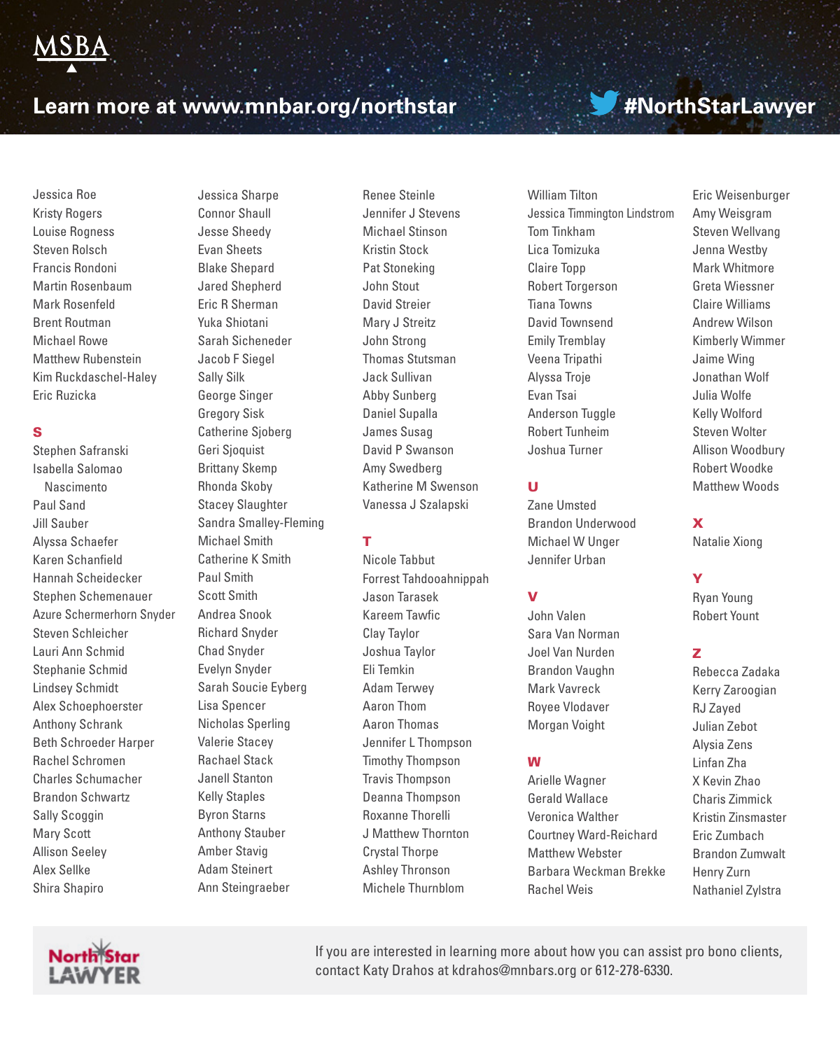MSBA

Learn more at www.mnbar.org/northstar

#NorthStarLawyer

Jessica Roe
Kristy Rogers
Louise Rogness
Steven Rolsch
Francis Rondoni
Martin Rosenbaum
Mark Rosenfeld
Brent Routman
Michael Rowe
Matthew Rubenstein
Kim Ruckdaschel-Haley
Eric Ruzicka

**S**

Stephen Safranski
Isabella Salomao Nascimento
Paul Sand
Jill Sauber
Alyssa Schaefer
Karen Schanfield
Hannah Scheidecker
Stephen Schemenauer
Azure Schermerhorn Snyder
Steven Schleicher
Lauri Ann Schmid
Stephanie Schmid
Lindsey Schmidt
Alex Schoephoerster
Anthony Schrank
Beth Schroeder Harper
Rachel Schromen
Charles Schumacher
Brandon Schwartz
Sally Scoggin
Mary Scott
Allison Seeley
Alex Sellke
Shira Shapiro
Jessica Sharpe
Connor Shaull
Jesse Sheedy
Evan Sheets
Blake Shepard
Jared Shepherd
Eric R Sherman
Yuka Shiotani
Sarah Sicheneder
Jacob F Siegel
Sally Silk
George Singer
Gregory Sisk
Catherine Sjoberg
Geri Sjoquist
Brittany Skemp
Rhonda Skoby
Stacey Slaughter
Sandra Smalley-Fleming
Michael Smith
Catherine K Smith
Paul Smith
Scott Smith
Andrea Snook
Richard Snyder
Chad Snyder
Evelyn Snyder
Sarah Soucie Eyberg
Lisa Spencer
Nicholas Sperling
Valerie Stacey
Rachael Stack
Janell Stanton
Kelly Staples
Byron Starns
Anthony Stauber
Amber Stavig
Adam Steinert
Ann Steingraeber
Renee Steinle
Jennifer J Stevens
Michael Stinson
Kristin Stock
Pat Stoneking
John Stout
David Streier
Mary J Streitz
John Strong
Thomas Stutsman
Jack Sullivan
Abby Sunberg
Daniel Supalla
James Susag
David P Swanson
Amy Swedberg
Katherine M Swenson
Vanessa J Szalapski

**T**

Nicole Tabbut
Forrest Tahdooahnippah
Jason Tarasek
Kareem Tawfic
Clay Taylor
Joshua Taylor
Eli Temkin
Adam Terwey
Aaron Thom
Aaron Thomas
Jennifer L Thompson
Timothy Thompson
Travis Thompson
Deanna Thompson
Roxanne Thorelli
J Matthew Thornton
Crystal Thorpe
Ashley Thronson
Michele Thurnblom
William Tilton
Jessica Timmington Lindstrom
Tom Tinkham
Lica Tomizuka
Claire Topp
Robert Torgerson
Tiana Towns
David Townsend
Emily Tremblay
Veena Tripathi
Alyssa Troje
Evan Tsai
Anderson Tuggle
Robert Tunheim
Joshua Turner

**U**

Zane Umsted
Brandon Underwood
Michael W Unger
Jennifer Urban

**V**

John Valen
Sara Van Norman
Joel Van Nurden
Brandon Vaughn
Mark Vavreck
Royee Vlodaver
Morgan Voight

**W**

Arielle Wagner
Gerald Wallace
Veronica Walther
Courtney Ward-Reichard
Matthew Webster
Barbara Weckman Brekke
Rachel Weis
Eric Weisenburger
Amy Weisgram
Steven Wellvang
Jenna Westby
Mark Whitmore
Greta Wiessner
Claire Williams
Andrew Wilson
Kimberly Wimmer
Jaime Wing
Jonathan Wolf
Julia Wolfe
Kelly Wolford
Steven Wolter
Allison Woodbury
Robert Woodke
Matthew Woods

**X**

Natalie Xiong

**Y**

Ryan Young
Robert Yount

**Z**

Rebecca Zadaka
Kerry Zaroogian
RJ Zayed
Julian Zebot
Alysia Zens
Linfan Zha
X Kevin Zhao
Charis Zimmick
Kristin Zinsmaster
Eric Zumbach
Brandon Zumwalt
Henry Zurn
Nathaniel Zylstra

North Star LAWYER

If you are interested in learning more about how you can assist pro bono clients, contact Katy Drahos at kdrahos@mnbars.org or 612-278-6330.